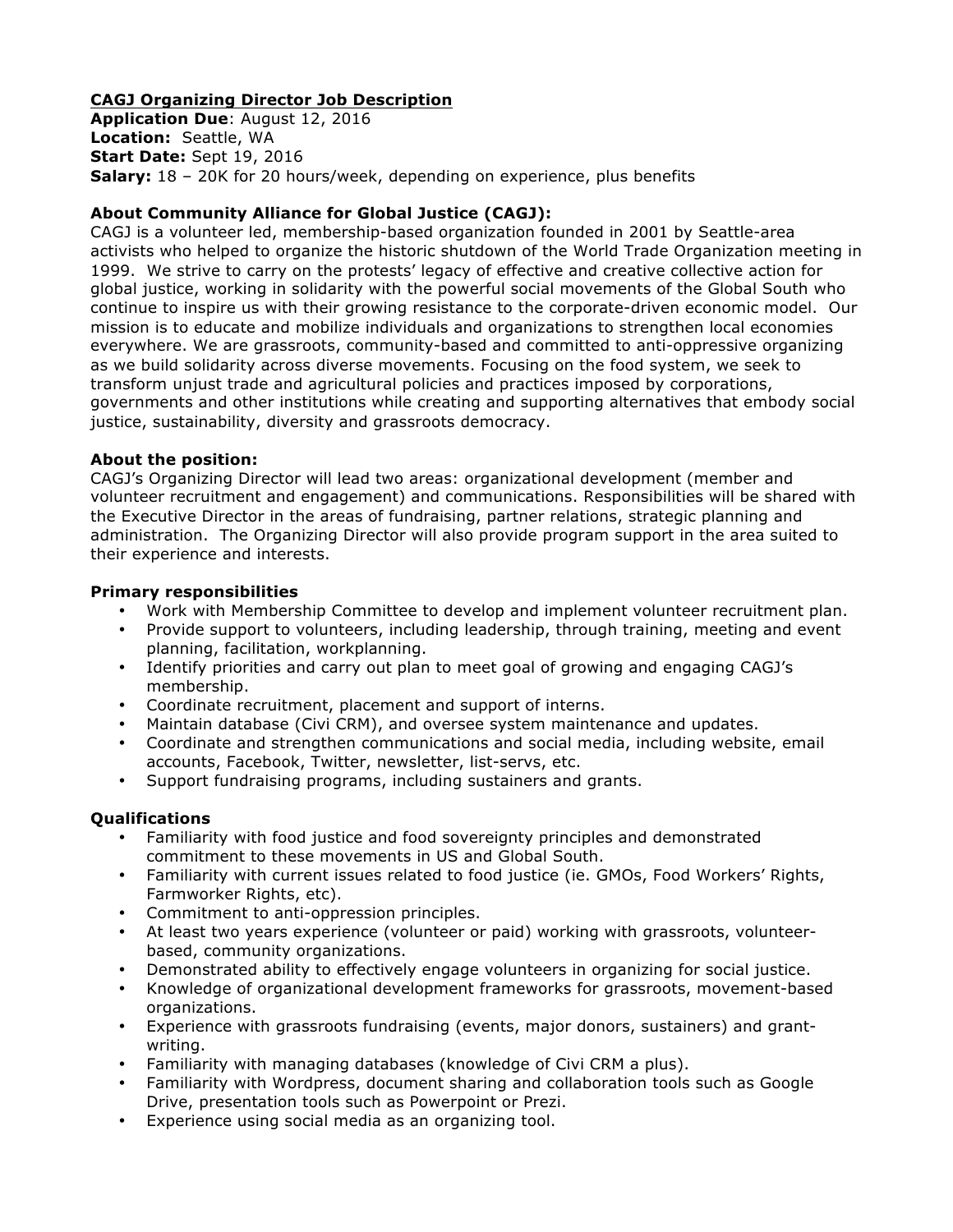**CAGJ Organizing Director Job Description**

**Application Due**: August 12, 2016
**Location:** Seattle, WA
**Start Date:** Sept 19, 2016
**Salary:** 18 – 20K for 20 hours/week, depending on experience, plus benefits

**About Community Alliance for Global Justice (CAGJ):**

CAGJ is a volunteer led, membership-based organization founded in 2001 by Seattle-area activists who helped to organize the historic shutdown of the World Trade Organization meeting in 1999. We strive to carry on the protests' legacy of effective and creative collective action for global justice, working in solidarity with the powerful social movements of the Global South who continue to inspire us with their growing resistance to the corporate-driven economic model. Our mission is to educate and mobilize individuals and organizations to strengthen local economies everywhere. We are grassroots, community-based and committed to anti-oppressive organizing as we build solidarity across diverse movements. Focusing on the food system, we seek to transform unjust trade and agricultural policies and practices imposed by corporations, governments and other institutions while creating and supporting alternatives that embody social justice, sustainability, diversity and grassroots democracy.

**About the position:**

CAGJ's Organizing Director will lead two areas: organizational development (member and volunteer recruitment and engagement) and communications. Responsibilities will be shared with the Executive Director in the areas of fundraising, partner relations, strategic planning and administration. The Organizing Director will also provide program support in the area suited to their experience and interests.

**Primary responsibilities**

- Work with Membership Committee to develop and implement volunteer recruitment plan.
- Provide support to volunteers, including leadership, through training, meeting and event planning, facilitation, workplanning.
- Identify priorities and carry out plan to meet goal of growing and engaging CAGJ's membership.
- Coordinate recruitment, placement and support of interns.
- Maintain database (Civi CRM), and oversee system maintenance and updates.
- Coordinate and strengthen communications and social media, including website, email accounts, Facebook, Twitter, newsletter, list-servs, etc.
- Support fundraising programs, including sustainers and grants.

**Qualifications**

- Familiarity with food justice and food sovereignty principles and demonstrated commitment to these movements in US and Global South.
- Familiarity with current issues related to food justice (ie. GMOs, Food Workers' Rights, Farmworker Rights, etc).
- Commitment to anti-oppression principles.
- At least two years experience (volunteer or paid) working with grassroots, volunteer-based, community organizations.
- Demonstrated ability to effectively engage volunteers in organizing for social justice.
- Knowledge of organizational development frameworks for grassroots, movement-based organizations.
- Experience with grassroots fundraising (events, major donors, sustainers) and grant-writing.
- Familiarity with managing databases (knowledge of Civi CRM a plus).
- Familiarity with Wordpress, document sharing and collaboration tools such as Google Drive, presentation tools such as Powerpoint or Prezi.
- Experience using social media as an organizing tool.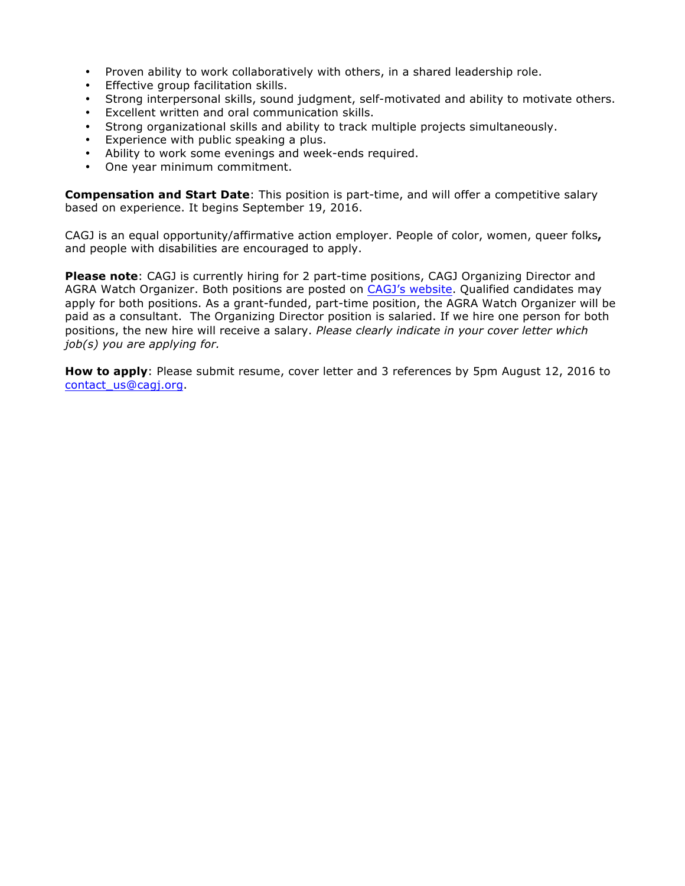- Proven ability to work collaboratively with others, in a shared leadership role.
- Effective group facilitation skills.
- Strong interpersonal skills, sound judgment, self-motivated and ability to motivate others.
- Excellent written and oral communication skills.
- Strong organizational skills and ability to track multiple projects simultaneously.
- Experience with public speaking a plus.
- Ability to work some evenings and week-ends required.
- One year minimum commitment.

**Compensation and Start Date**: This position is part-time, and will offer a competitive salary based on experience. It begins September 19, 2016.

CAGJ is an equal opportunity/affirmative action employer. People of color, women, queer folks**,** and people with disabilities are encouraged to apply.

**Please note**: CAGJ is currently hiring for 2 part-time positions, CAGJ Organizing Director and AGRA Watch Organizer. Both positions are posted on CAGJ's website. Qualified candidates may apply for both positions. As a grant-funded, part-time position, the AGRA Watch Organizer will be paid as a consultant. The Organizing Director position is salaried. If we hire one person for both positions, the new hire will receive a salary. *Please clearly indicate in your cover letter which job(s) you are applying for.*

**How to apply**: Please submit resume, cover letter and 3 references by 5pm August 12, 2016 to contact_us@cagj.org.